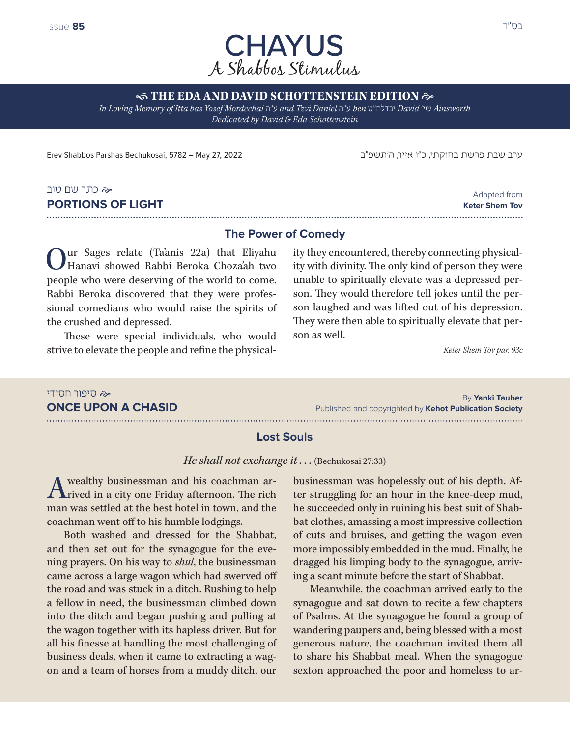Issue **85** — בס"ד

# CHAYUS
## A Shabbos Stimulus

**THE EDA AND DAVID SCHOTTENSTEIN EDITION**

*In Loving Memory of Itta bas Yosef Mordechai ע"ה and Tzvi Daniel ע"ה ben יבדלחט"ט David שי' Ainsworth*
*Dedicated by David & Eda Schottenstein*

Erev Shabbos Parshas Bechukosai, 5782 – May 27, 2022

ערב שבת פרשת בחוקתי, כ"ו אייר, ה'תשפ"ב

כתר שם טוב

## PORTIONS OF LIGHT

Adapted from **Keter Shem Tov**

### The Power of Comedy

Our Sages relate (Ta'anis 22a) that Eliyahu Hanavi showed Rabbi Beroka Choza'ah two people who were deserving of the world to come. Rabbi Beroka discovered that they were professional comedians who would raise the spirits of the crushed and depressed.

These were special individuals, who would strive to elevate the people and refine the physicality they encountered, thereby connecting physicality with divinity. The only kind of person they were unable to spiritually elevate was a depressed person. They would therefore tell jokes until the person laughed and was lifted out of his depression. They were then able to spiritually elevate that person as well.

*Keter Shem Tov par. 93c*

סיפור חסידי

## ONCE UPON A CHASID

By **Yanki Tauber**
Published and copyrighted by **Kehot Publication Society**

### Lost Souls

*He shall not exchange it . . .* (Bechukosai 27:33)

A wealthy businessman and his coachman arrived in a city one Friday afternoon. The rich man was settled at the best hotel in town, and the coachman went off to his humble lodgings.

Both washed and dressed for the Shabbat, and then set out for the synagogue for the evening prayers. On his way to *shul*, the businessman came across a large wagon which had swerved off the road and was stuck in a ditch. Rushing to help a fellow in need, the businessman climbed down into the ditch and began pushing and pulling at the wagon together with its hapless driver. But for all his finesse at handling the most challenging of business deals, when it came to extracting a wagon and a team of horses from a muddy ditch, our businessman was hopelessly out of his depth. After struggling for an hour in the knee-deep mud, he succeeded only in ruining his best suit of Shabbat clothes, amassing a most impressive collection of cuts and bruises, and getting the wagon even more impossibly embedded in the mud. Finally, he dragged his limping body to the synagogue, arriving a scant minute before the start of Shabbat.

Meanwhile, the coachman arrived early to the synagogue and sat down to recite a few chapters of Psalms. At the synagogue he found a group of wandering paupers and, being blessed with a most generous nature, the coachman invited them all to share his Shabbat meal. When the synagogue sexton approached the poor and homeless to ar-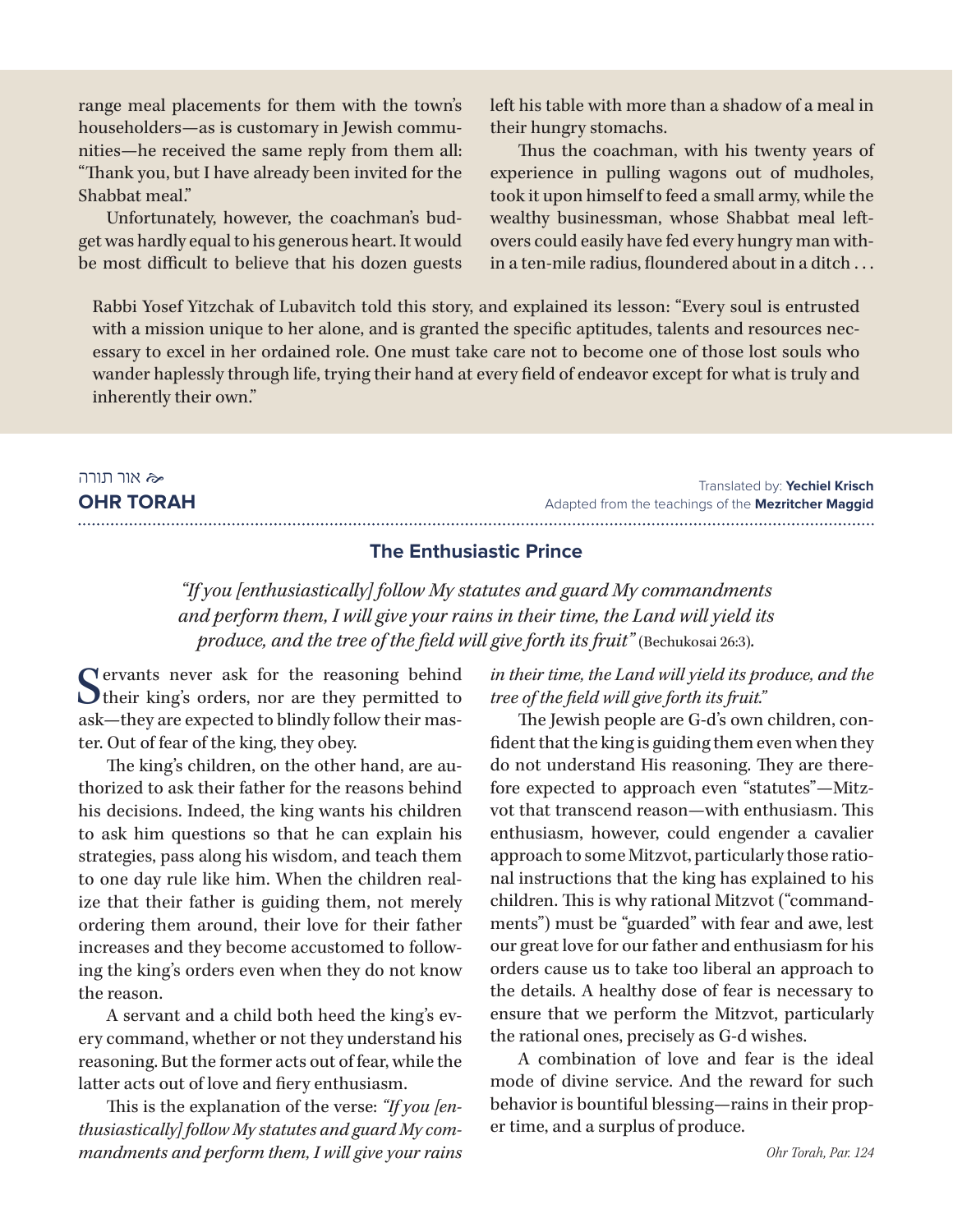range meal placements for them with the town's householders—as is customary in Jewish communities—he received the same reply from them all: "Thank you, but I have already been invited for the Shabbat meal."

Unfortunately, however, the coachman's budget was hardly equal to his generous heart. It would be most difficult to believe that his dozen guests left his table with more than a shadow of a meal in their hungry stomachs.

Thus the coachman, with his twenty years of experience in pulling wagons out of mudholes, took it upon himself to feed a small army, while the wealthy businessman, whose Shabbat meal leftovers could easily have fed every hungry man within a ten-mile radius, floundered about in a ditch . . .

Rabbi Yosef Yitzchak of Lubavitch told this story, and explained its lesson: "Every soul is entrusted with a mission unique to her alone, and is granted the specific aptitudes, talents and resources necessary to excel in her ordained role. One must take care not to become one of those lost souls who wander haplessly through life, trying their hand at every field of endeavor except for what is truly and inherently their own."

אור תורה

## OHR TORAH

Translated by: **Yechiel Krisch**
Adapted from the teachings of the **Mezritcher Maggid**

### The Enthusiastic Prince

*"If you [enthusiastically] follow My statutes and guard My commandments and perform them, I will give your rains in their time, the Land will yield its produce, and the tree of the field will give forth its fruit"* (Bechukosai 26:3).

Servants never ask for the reasoning behind their king's orders, nor are they permitted to ask—they are expected to blindly follow their master. Out of fear of the king, they obey.

The king's children, on the other hand, are authorized to ask their father for the reasons behind his decisions. Indeed, the king wants his children to ask him questions so that he can explain his strategies, pass along his wisdom, and teach them to one day rule like him. When the children realize that their father is guiding them, not merely ordering them around, their love for their father increases and they become accustomed to following the king's orders even when they do not know the reason.

A servant and a child both heed the king's every command, whether or not they understand his reasoning. But the former acts out of fear, while the latter acts out of love and fiery enthusiasm.

This is the explanation of the verse: *"If you [enthusiastically] follow My statutes and guard My commandments and perform them, I will give your rains in their time, the Land will yield its produce, and the tree of the field will give forth its fruit."*

The Jewish people are G-d's own children, confident that the king is guiding them even when they do not understand His reasoning. They are therefore expected to approach even "statutes"—Mitzvot that transcend reason—with enthusiasm. This enthusiasm, however, could engender a cavalier approach to some Mitzvot, particularly those rational instructions that the king has explained to his children. This is why rational Mitzvot ("commandments") must be "guarded" with fear and awe, lest our great love for our father and enthusiasm for his orders cause us to take too liberal an approach to the details. A healthy dose of fear is necessary to ensure that we perform the Mitzvot, particularly the rational ones, precisely as G-d wishes.

A combination of love and fear is the ideal mode of divine service. And the reward for such behavior is bountiful blessing—rains in their proper time, and a surplus of produce.

*Ohr Torah, Par. 124*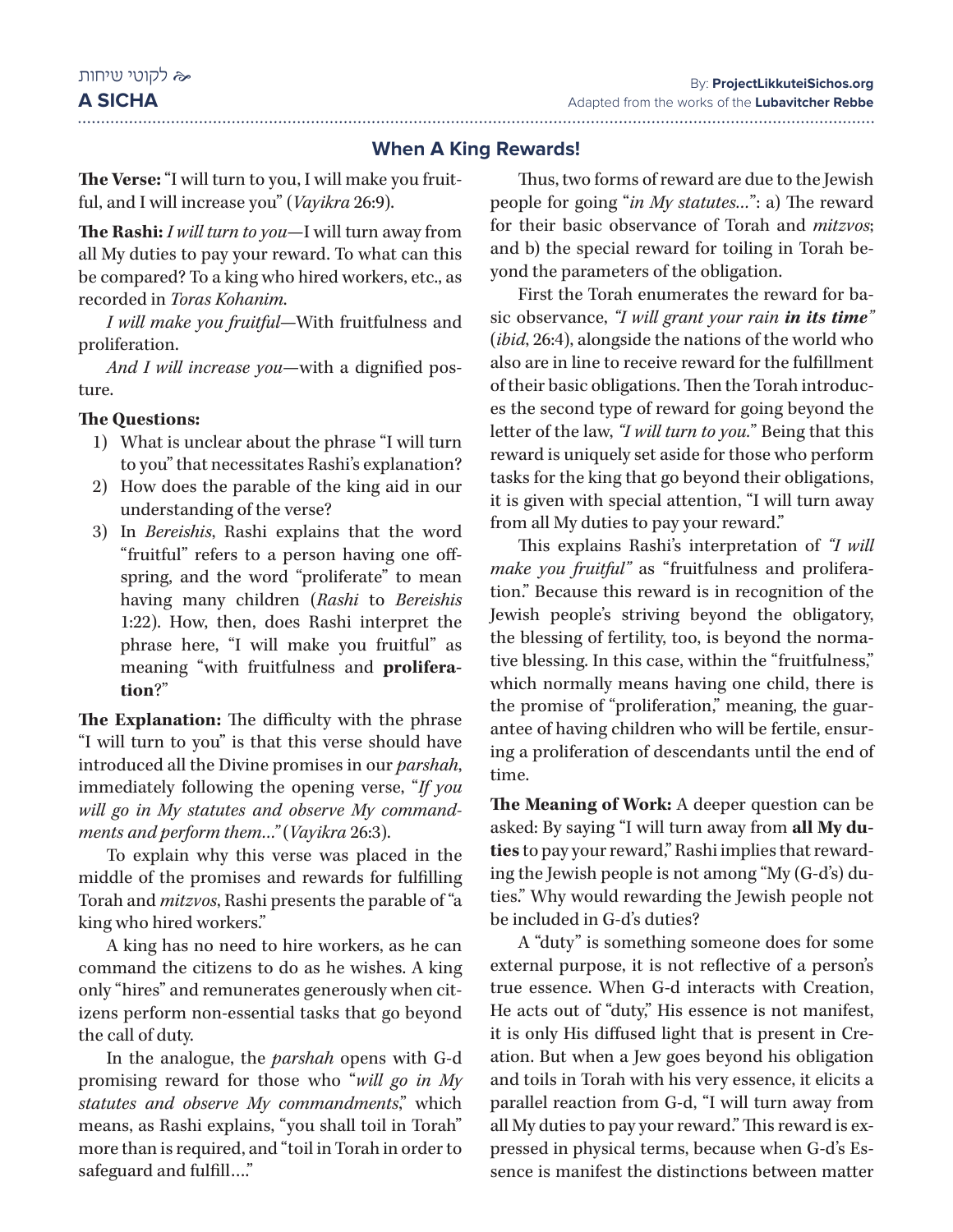## When A King Rewards!

**The Verse:** "I will turn to you, I will make you fruitful, and I will increase you" (*Vayikra* 26:9).

**The Rashi:** *I will turn to you*—I will turn away from all My duties to pay your reward. To what can this be compared? To a king who hired workers, etc., as recorded in *Toras Kohanim*.

*I will make you fruitful*—With fruitfulness and proliferation.

*And I will increase you*—with a dignified posture.

**The Questions:**

1) What is unclear about the phrase "I will turn to you" that necessitates Rashi's explanation?
2) How does the parable of the king aid in our understanding of the verse?
3) In *Bereishis*, Rashi explains that the word "fruitful" refers to a person having one offspring, and the word "proliferate" to mean having many children (*Rashi* to *Bereishis* 1:22). How, then, does Rashi interpret the phrase here, "I will make you fruitful" as meaning "with fruitfulness and **proliferation**?"

**The Explanation:** The difficulty with the phrase "I will turn to you" is that this verse should have introduced all the Divine promises in our *parshah*, immediately following the opening verse, "*If you will go in My statutes and observe My commandments and perform them…"* (*Vayikra* 26:3).

To explain why this verse was placed in the middle of the promises and rewards for fulfilling Torah and *mitzvos*, Rashi presents the parable of "a king who hired workers."

A king has no need to hire workers, as he can command the citizens to do as he wishes. A king only "hires" and remunerates generously when citizens perform non-essential tasks that go beyond the call of duty.

In the analogue, the *parshah* opens with G-d promising reward for those who "*will go in My statutes and observe My commandments*," which means, as Rashi explains, "you shall toil in Torah" more than is required, and "toil in Torah in order to safeguard and fulfill…."

Thus, two forms of reward are due to the Jewish people for going "*in My statutes…*": a) The reward for their basic observance of Torah and *mitzvos*; and b) the special reward for toiling in Torah beyond the parameters of the obligation.

First the Torah enumerates the reward for basic observance, *"I will grant your rain **in its time**"* (*ibid*, 26:4), alongside the nations of the world who also are in line to receive reward for the fulfillment of their basic obligations. Then the Torah introduces the second type of reward for going beyond the letter of the law, *"I will turn to you."* Being that this reward is uniquely set aside for those who perform tasks for the king that go beyond their obligations, it is given with special attention, "I will turn away from all My duties to pay your reward."

This explains Rashi's interpretation of *"I will make you fruitful"* as "fruitfulness and proliferation." Because this reward is in recognition of the Jewish people's striving beyond the obligatory, the blessing of fertility, too, is beyond the normative blessing. In this case, within the "fruitfulness," which normally means having one child, there is the promise of "proliferation," meaning, the guarantee of having children who will be fertile, ensuring a proliferation of descendants until the end of time.

**The Meaning of Work:** A deeper question can be asked: By saying "I will turn away from **all My duties** to pay your reward," Rashi implies that rewarding the Jewish people is not among "My (G-d's) duties." Why would rewarding the Jewish people not be included in G-d's duties?

A "duty" is something someone does for some external purpose, it is not reflective of a person's true essence. When G-d interacts with Creation, He acts out of "duty," His essence is not manifest, it is only His diffused light that is present in Creation. But when a Jew goes beyond his obligation and toils in Torah with his very essence, it elicits a parallel reaction from G-d, "I will turn away from all My duties to pay your reward." This reward is expressed in physical terms, because when G-d's Essence is manifest the distinctions between matter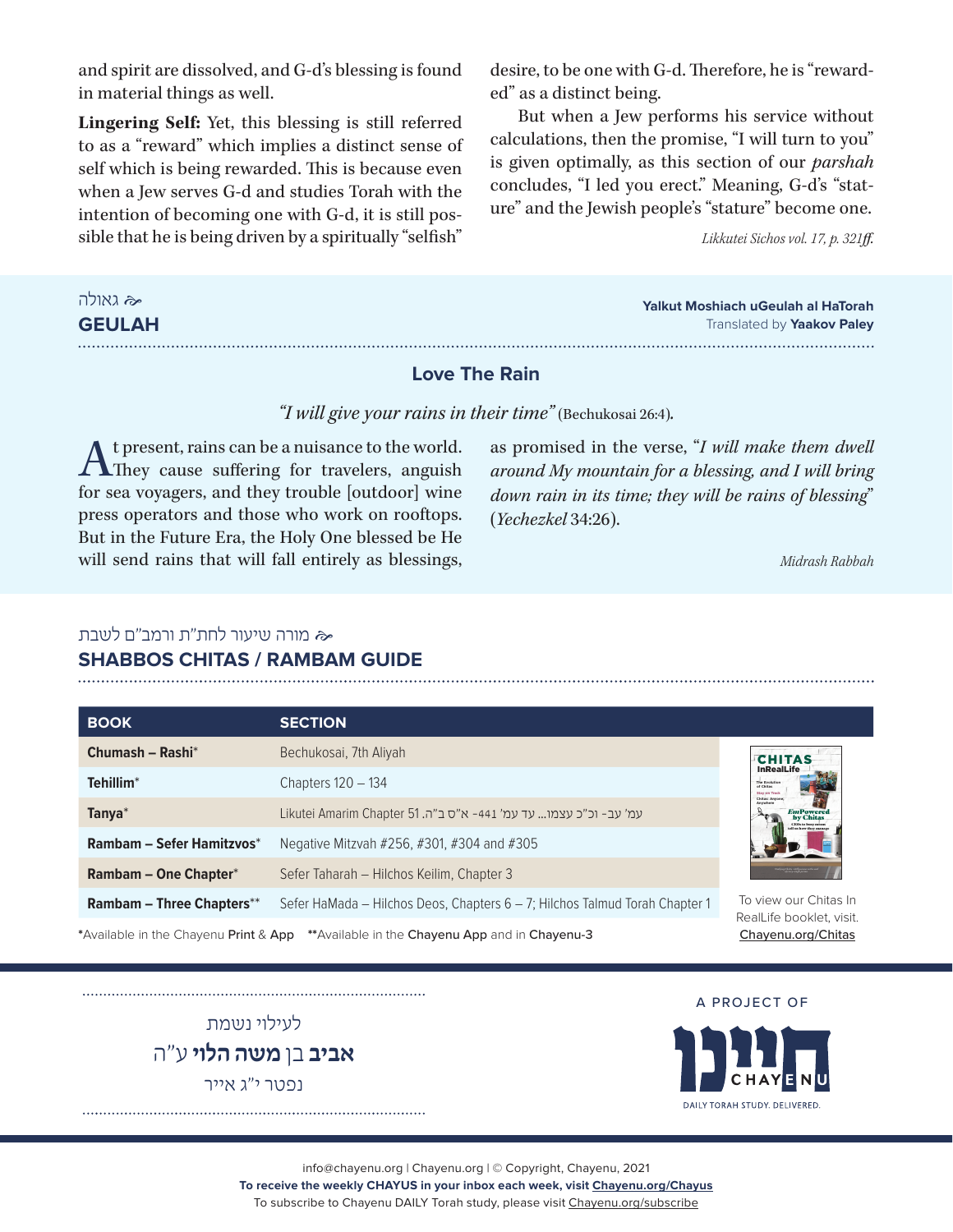and spirit are dissolved, and G-d's blessing is found in material things as well.

**Lingering Self:** Yet, this blessing is still referred to as a "reward" which implies a distinct sense of self which is being rewarded. This is because even when a Jew serves G-d and studies Torah with the intention of becoming one with G-d, it is still possible that he is being driven by a spiritually "selfish" desire, to be one with G-d. Therefore, he is "rewarded" as a distinct being.

But when a Jew performs his service without calculations, then the promise, "I will turn to you" is given optimally, as this section of our *parshah* concludes, "I led you erect." Meaning, G-d's "stature" and the Jewish people's "stature" become one.

*Likkutei Sichos vol. 17, p. 321ff.*

גאולה
## GEULAH

**Yalkut Moshiach uGeulah al HaTorah**
Translated by **Yaakov Paley**

### Love The Rain

*"I will give your rains in their time"* (Bechukosai 26:4).

At present, rains can be a nuisance to the world. They cause suffering for travelers, anguish for sea voyagers, and they trouble [outdoor] wine press operators and those who work on rooftops. But in the Future Era, the Holy One blessed be He will send rains that will fall entirely as blessings, as promised in the verse, "*I will make them dwell around My mountain for a blessing, and I will bring down rain in its time; they will be rains of blessing*" (*Yechezkel* 34:26).

*Midrash Rabbah*

מורה שיעור לחת"ת ורמב"ם לשבת
## SHABBOS CHITAS / RAMBAM GUIDE

| BOOK | SECTION |
|---|---|
| **Chumash – Rashi*** | Bechukosai, 7th Aliyah |
| **Tehillim*** | Chapters 120 – 134 |
| **Tanya*** | Likutei Amarim Chapter 51 .עמ' עב- וכ"כ עצמו... עד עמ' 441- א"ס ב"ה |
| **Rambam – Sefer Hamitzvos*** | Negative Mitzvah #256, #301, #304 and #305 |
| **Rambam – One Chapter*** | Sefer Taharah – Hilchos Keilim, Chapter 3 |
| **Rambam – Three Chapters**** | Sefer HaMada – Hilchos Deos, Chapters 6 – 7; Hilchos Talmud Torah Chapter 1 |

*Available in the Chayenu Print & App **Available in the Chayenu App and in Chayenu-3

To view our Chitas In RealLife booklet, visit. Chayenu.org/Chitas

לעילוי נשמת
**אביב** בן **משה הלוי** ע"ה
נפטר י"ג אייר

A PROJECT OF
CHAYENU
DAILY TORAH STUDY. DELIVERED.

info@chayenu.org | Chayenu.org | © Copyright, Chayenu, 2021
**To receive the weekly CHAYUS in your inbox each week, visit Chayenu.org/Chayus**
To subscribe to Chayenu DAILY Torah study, please visit Chayenu.org/subscribe